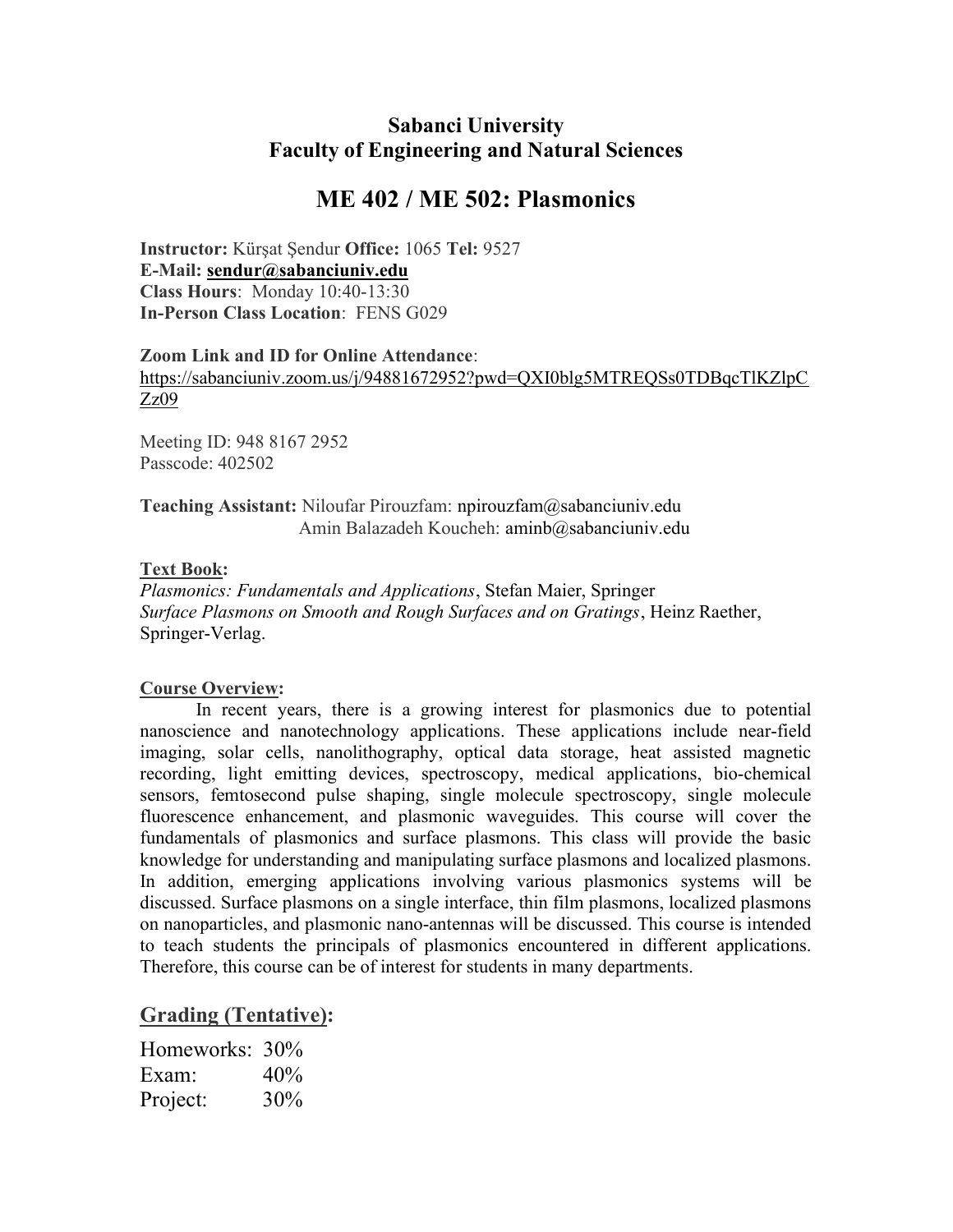**Sabanci University**
**Faculty of Engineering and Natural Sciences**

# ME 402 / ME 502: Plasmonics

**Instructor:** Kürşat Şendur **Office:** 1065 **Tel:** 9527
**E-Mail:** **sendur@sabanciuniv.edu**
**Class Hours**: Monday 10:40-13:30
**In-Person Class Location**: FENS G029

**Zoom Link and ID for Online Attendance**:
https://sabanciuniv.zoom.us/j/94881672952?pwd=QXI0blg5MTREQSs0TDBqcTlKZlpCZz09

Meeting ID: 948 8167 2952
Passcode: 402502

**Teaching Assistant:** Niloufar Pirouzfam: npirouzfam@sabanciuniv.edu
Amin Balazadeh Koucheh: aminb@sabanciuniv.edu

**Text Book:**
*Plasmonics: Fundamentals and Applications*, Stefan Maier, Springer
*Surface Plasmons on Smooth and Rough Surfaces and on Gratings*, Heinz Raether, Springer-Verlag.

**Course Overview:**

In recent years, there is a growing interest for plasmonics due to potential nanoscience and nanotechnology applications. These applications include near-field imaging, solar cells, nanolithography, optical data storage, heat assisted magnetic recording, light emitting devices, spectroscopy, medical applications, bio-chemical sensors, femtosecond pulse shaping, single molecule spectroscopy, single molecule fluorescence enhancement, and plasmonic waveguides. This course will cover the fundamentals of plasmonics and surface plasmons. This class will provide the basic knowledge for understanding and manipulating surface plasmons and localized plasmons. In addition, emerging applications involving various plasmonics systems will be discussed. Surface plasmons on a single interface, thin film plasmons, localized plasmons on nanoparticles, and plasmonic nano-antennas will be discussed. This course is intended to teach students the principals of plasmonics encountered in different applications. Therefore, this course can be of interest for students in many departments.

## Grading (Tentative):

Homeworks: 30%
Exam: 40%
Project: 30%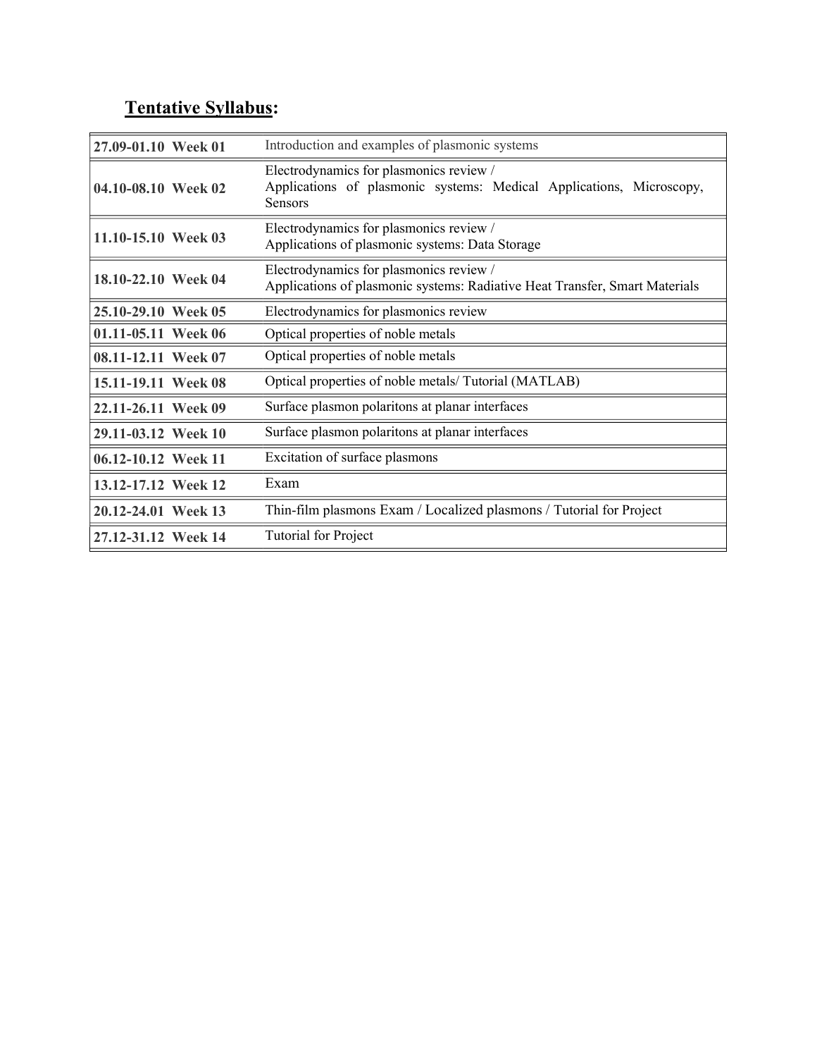**<u>Tentative Syllabus</u>:**

| | |
|---|---|
| **27.09-01.10 Week 01** | Introduction and examples of plasmonic systems |
| **04.10-08.10 Week 02** | Electrodynamics for plasmonics review / Applications of plasmonic systems: Medical Applications, Microscopy, Sensors |
| **11.10-15.10 Week 03** | Electrodynamics for plasmonics review / Applications of plasmonic systems: Data Storage |
| **18.10-22.10 Week 04** | Electrodynamics for plasmonics review / Applications of plasmonic systems: Radiative Heat Transfer, Smart Materials |
| **25.10-29.10 Week 05** | Electrodynamics for plasmonics review |
| **01.11-05.11 Week 06** | Optical properties of noble metals |
| **08.11-12.11 Week 07** | Optical properties of noble metals |
| **15.11-19.11 Week 08** | Optical properties of noble metals/ Tutorial (MATLAB) |
| **22.11-26.11 Week 09** | Surface plasmon polaritons at planar interfaces |
| **29.11-03.12 Week 10** | Surface plasmon polaritons at planar interfaces |
| **06.12-10.12 Week 11** | Excitation of surface plasmons |
| **13.12-17.12 Week 12** | Exam |
| **20.12-24.01 Week 13** | Thin-film plasmons Exam / Localized plasmons / Tutorial for Project |
| **27.12-31.12 Week 14** | Tutorial for Project |